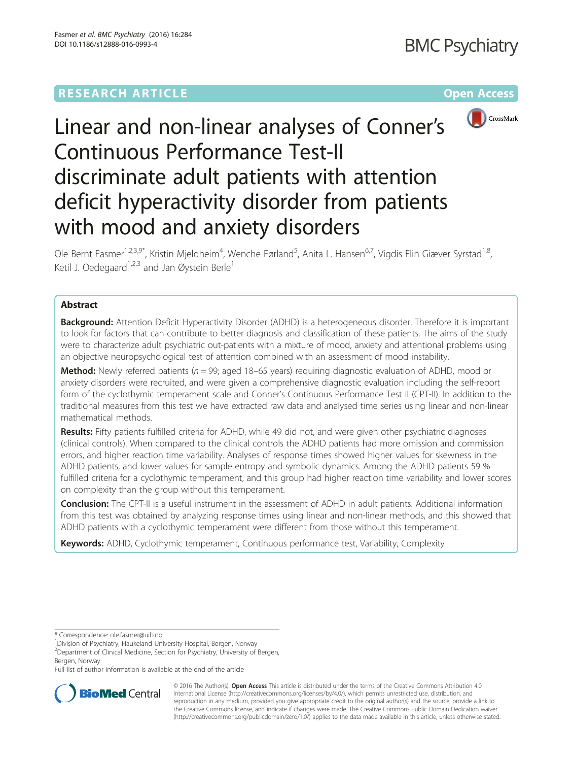RESEARCH ARTICLE

Open Access

# Linear and non-linear analyses of Conner's Continuous Performance Test-II discriminate adult patients with attention deficit hyperactivity disorder from patients with mood and anxiety disorders

Ole Bernt Fasmer[1,2,3,9*], Kristin Mjeldheim[4], Wenche Førland[5], Anita L. Hansen[6,7], Vigdis Elin Giæver Syrstad[1,8], Ketil J. Oedegaard[1,2,3] and Jan Øystein Berle[1]

## Abstract

**Background:** Attention Deficit Hyperactivity Disorder (ADHD) is a heterogeneous disorder. Therefore it is important to look for factors that can contribute to better diagnosis and classification of these patients. The aims of the study were to characterize adult psychiatric out-patients with a mixture of mood, anxiety and attentional problems using an objective neuropsychological test of attention combined with an assessment of mood instability.

**Method:** Newly referred patients ($n = 99$; aged 18–65 years) requiring diagnostic evaluation of ADHD, mood or anxiety disorders were recruited, and were given a comprehensive diagnostic evaluation including the self-report form of the cyclothymic temperament scale and Conner's Continuous Performance Test II (CPT-II). In addition to the traditional measures from this test we have extracted raw data and analysed time series using linear and non-linear mathematical methods.

**Results:** Fifty patients fulfilled criteria for ADHD, while 49 did not, and were given other psychiatric diagnoses (clinical controls). When compared to the clinical controls the ADHD patients had more omission and commission errors, and higher reaction time variability. Analyses of response times showed higher values for skewness in the ADHD patients, and lower values for sample entropy and symbolic dynamics. Among the ADHD patients 59 % fulfilled criteria for a cyclothymic temperament, and this group had higher reaction time variability and lower scores on complexity than the group without this temperament.

**Conclusion:** The CPT-II is a useful instrument in the assessment of ADHD in adult patients. Additional information from this test was obtained by analyzing response times using linear and non-linear methods, and this showed that ADHD patients with a cyclothymic temperament were different from those without this temperament.

**Keywords:** ADHD, Cyclothymic temperament, Continuous performance test, Variability, Complexity

\* Correspondence: ole.fasmer@uib.no
[1]Division of Psychiatry, Haukeland University Hospital, Bergen, Norway
[2]Department of Clinical Medicine, Section for Psychiatry, University of Bergen, Bergen, Norway
Full list of author information is available at the end of the article

© 2016 The Author(s). **Open Access** This article is distributed under the terms of the Creative Commons Attribution 4.0 International License (http://creativecommons.org/licenses/by/4.0/), which permits unrestricted use, distribution, and reproduction in any medium, provided you give appropriate credit to the original author(s) and the source, provide a link to the Creative Commons license, and indicate if changes were made. The Creative Commons Public Domain Dedication waiver (http://creativecommons.org/publicdomain/zero/1.0/) applies to the data made available in this article, unless otherwise stated.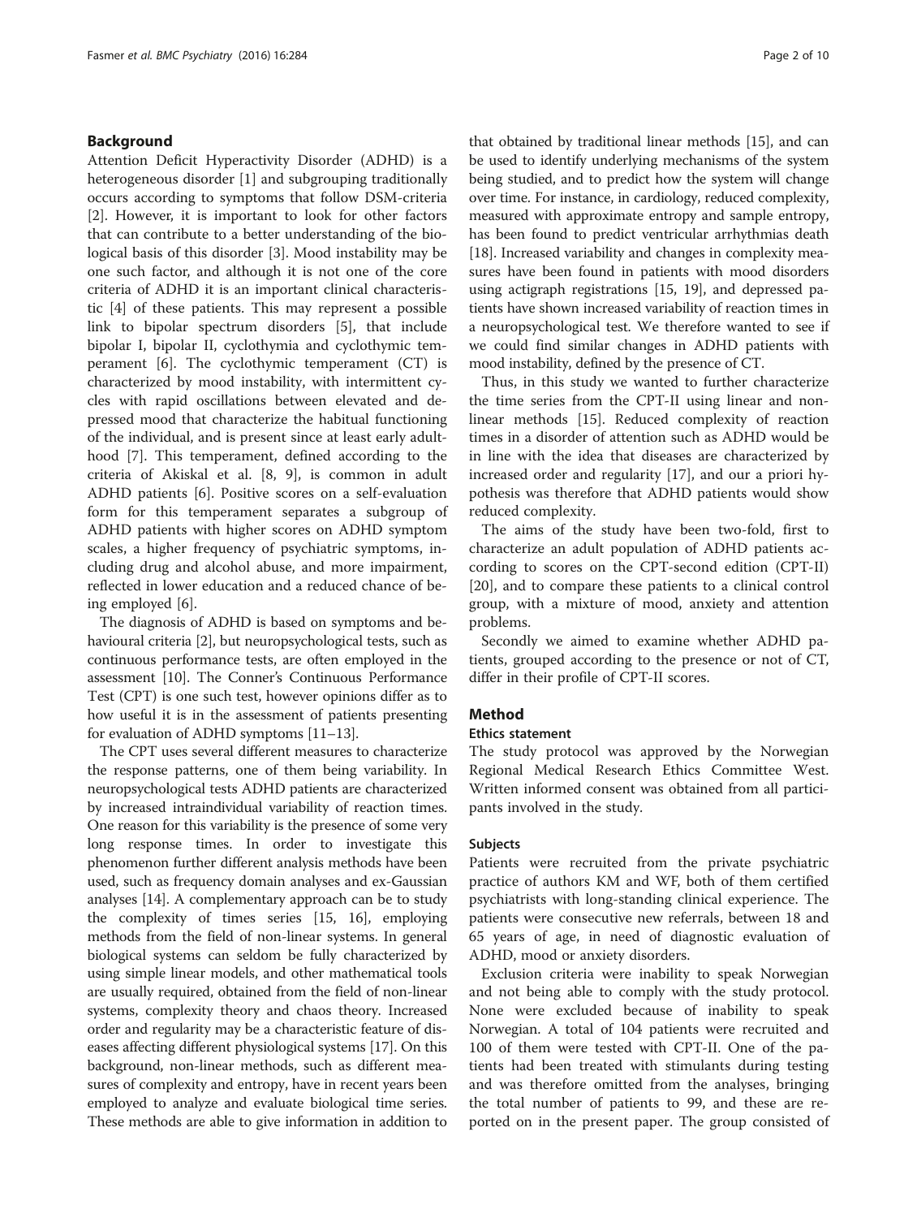## Background

Attention Deficit Hyperactivity Disorder (ADHD) is a heterogeneous disorder [1] and subgrouping traditionally occurs according to symptoms that follow DSM-criteria [2]. However, it is important to look for other factors that can contribute to a better understanding of the biological basis of this disorder [3]. Mood instability may be one such factor, and although it is not one of the core criteria of ADHD it is an important clinical characteristic [4] of these patients. This may represent a possible link to bipolar spectrum disorders [5], that include bipolar I, bipolar II, cyclothymia and cyclothymic temperament [6]. The cyclothymic temperament (CT) is characterized by mood instability, with intermittent cycles with rapid oscillations between elevated and depressed mood that characterize the habitual functioning of the individual, and is present since at least early adulthood [7]. This temperament, defined according to the criteria of Akiskal et al. [8, 9], is common in adult ADHD patients [6]. Positive scores on a self-evaluation form for this temperament separates a subgroup of ADHD patients with higher scores on ADHD symptom scales, a higher frequency of psychiatric symptoms, including drug and alcohol abuse, and more impairment, reflected in lower education and a reduced chance of being employed [6].

The diagnosis of ADHD is based on symptoms and behavioural criteria [2], but neuropsychological tests, such as continuous performance tests, are often employed in the assessment [10]. The Conner's Continuous Performance Test (CPT) is one such test, however opinions differ as to how useful it is in the assessment of patients presenting for evaluation of ADHD symptoms [11–13].

The CPT uses several different measures to characterize the response patterns, one of them being variability. In neuropsychological tests ADHD patients are characterized by increased intraindividual variability of reaction times. One reason for this variability is the presence of some very long response times. In order to investigate this phenomenon further different analysis methods have been used, such as frequency domain analyses and ex-Gaussian analyses [14]. A complementary approach can be to study the complexity of times series [15, 16], employing methods from the field of non-linear systems. In general biological systems can seldom be fully characterized by using simple linear models, and other mathematical tools are usually required, obtained from the field of non-linear systems, complexity theory and chaos theory. Increased order and regularity may be a characteristic feature of diseases affecting different physiological systems [17]. On this background, non-linear methods, such as different measures of complexity and entropy, have in recent years been employed to analyze and evaluate biological time series. These methods are able to give information in addition to that obtained by traditional linear methods [15], and can be used to identify underlying mechanisms of the system being studied, and to predict how the system will change over time. For instance, in cardiology, reduced complexity, measured with approximate entropy and sample entropy, has been found to predict ventricular arrhythmias death [18]. Increased variability and changes in complexity measures have been found in patients with mood disorders using actigraph registrations [15, 19], and depressed patients have shown increased variability of reaction times in a neuropsychological test. We therefore wanted to see if we could find similar changes in ADHD patients with mood instability, defined by the presence of CT.

Thus, in this study we wanted to further characterize the time series from the CPT-II using linear and non-linear methods [15]. Reduced complexity of reaction times in a disorder of attention such as ADHD would be in line with the idea that diseases are characterized by increased order and regularity [17], and our a priori hypothesis was therefore that ADHD patients would show reduced complexity.

The aims of the study have been two-fold, first to characterize an adult population of ADHD patients according to scores on the CPT-second edition (CPT-II) [20], and to compare these patients to a clinical control group, with a mixture of mood, anxiety and attention problems.

Secondly we aimed to examine whether ADHD patients, grouped according to the presence or not of CT, differ in their profile of CPT-II scores.

## Method

### Ethics statement

The study protocol was approved by the Norwegian Regional Medical Research Ethics Committee West. Written informed consent was obtained from all participants involved in the study.

### Subjects

Patients were recruited from the private psychiatric practice of authors KM and WF, both of them certified psychiatrists with long-standing clinical experience. The patients were consecutive new referrals, between 18 and 65 years of age, in need of diagnostic evaluation of ADHD, mood or anxiety disorders.

Exclusion criteria were inability to speak Norwegian and not being able to comply with the study protocol. None were excluded because of inability to speak Norwegian. A total of 104 patients were recruited and 100 of them were tested with CPT-II. One of the patients had been treated with stimulants during testing and was therefore omitted from the analyses, bringing the total number of patients to 99, and these are reported on in the present paper. The group consisted of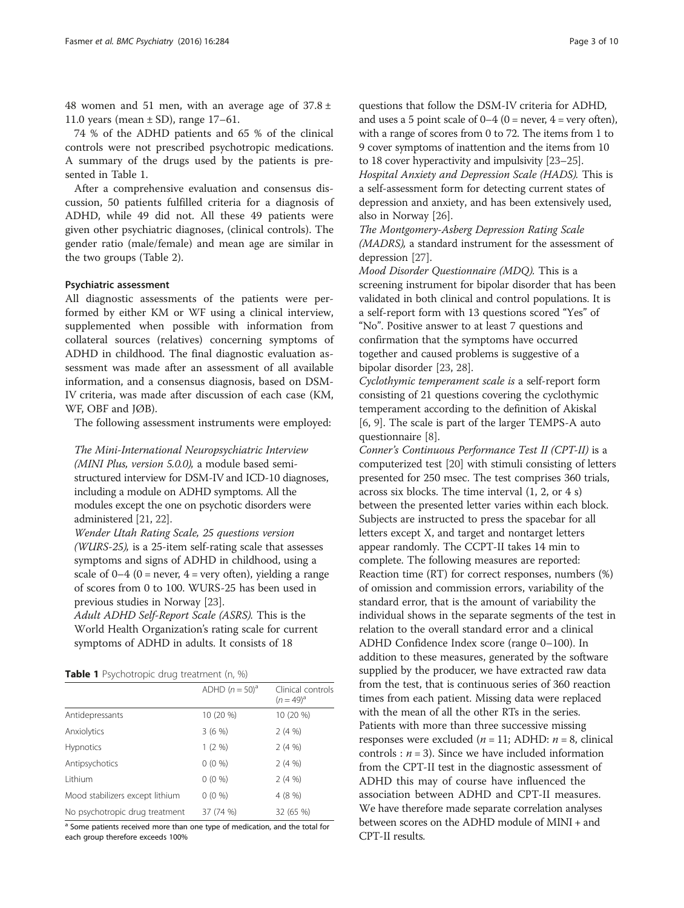48 women and 51 men, with an average age of 37.8 ± 11.0 years (mean ± SD), range 17–61.

74 % of the ADHD patients and 65 % of the clinical controls were not prescribed psychotropic medications. A summary of the drugs used by the patients is presented in Table 1.

After a comprehensive evaluation and consensus discussion, 50 patients fulfilled criteria for a diagnosis of ADHD, while 49 did not. All these 49 patients were given other psychiatric diagnoses, (clinical controls). The gender ratio (male/female) and mean age are similar in the two groups (Table 2).

#### Psychiatric assessment

All diagnostic assessments of the patients were performed by either KM or WF using a clinical interview, supplemented when possible with information from collateral sources (relatives) concerning symptoms of ADHD in childhood. The final diagnostic evaluation assessment was made after an assessment of all available information, and a consensus diagnosis, based on DSM-IV criteria, was made after discussion of each case (KM, WF, OBF and JØB).

The following assessment instruments were employed:

*The Mini-International Neuropsychiatric Interview (MINI Plus, version 5.0.0),* a module based semi-structured interview for DSM-IV and ICD-10 diagnoses, including a module on ADHD symptoms. All the modules except the one on psychotic disorders were administered [21, 22].

*Wender Utah Rating Scale, 25 questions version (WURS-25),* is a 25-item self-rating scale that assesses symptoms and signs of ADHD in childhood, using a scale of 0–4 (0 = never, 4 = very often), yielding a range of scores from 0 to 100. WURS-25 has been used in previous studies in Norway [23].

*Adult ADHD Self-Report Scale (ASRS).* This is the World Health Organization's rating scale for current symptoms of ADHD in adults. It consists of 18 questions that follow the DSM-IV criteria for ADHD, and uses a 5 point scale of 0–4 (0 = never, 4 = very often), with a range of scores from 0 to 72. The items from 1 to 9 cover symptoms of inattention and the items from 10 to 18 cover hyperactivity and impulsivity [23–25].

*Hospital Anxiety and Depression Scale (HADS).* This is a self-assessment form for detecting current states of depression and anxiety, and has been extensively used, also in Norway [26].

*The Montgomery-Asberg Depression Rating Scale (MADRS),* a standard instrument for the assessment of depression [27].

*Mood Disorder Questionnaire (MDQ).* This is a screening instrument for bipolar disorder that has been validated in both clinical and control populations. It is a self-report form with 13 questions scored "Yes" of "No". Positive answer to at least 7 questions and confirmation that the symptoms have occurred together and caused problems is suggestive of a bipolar disorder [23, 28].

*Cyclothymic temperament scale is* a self-report form consisting of 21 questions covering the cyclothymic temperament according to the definition of Akiskal [6, 9]. The scale is part of the larger TEMPS-A auto questionnaire [8].

*Conner's Continuous Performance Test II (CPT-II)* is a computerized test [20] with stimuli consisting of letters presented for 250 msec. The test comprises 360 trials, across six blocks. The time interval (1, 2, or 4 s) between the presented letter varies within each block. Subjects are instructed to press the spacebar for all letters except X, and target and nontarget letters appear randomly. The CCPT-II takes 14 min to complete. The following measures are reported: Reaction time (RT) for correct responses, numbers (%) of omission and commission errors, variability of the standard error, that is the amount of variability the individual shows in the separate segments of the test in relation to the overall standard error and a clinical ADHD Confidence Index score (range 0–100). In addition to these measures, generated by the software supplied by the producer, we have extracted raw data from the test, that is continuous series of 360 reaction times from each patient. Missing data were replaced with the mean of all the other RTs in the series. Patients with more than three successive missing responses were excluded ($n = 11$; ADHD: $n = 8$, clinical controls : $n = 3$). Since we have included information from the CPT-II test in the diagnostic assessment of ADHD this may of course have influenced the association between ADHD and CPT-II measures. We have therefore made separate correlation analyses between scores on the ADHD module of MINI + and CPT-II results.

**Table 1** Psychotropic drug treatment (n, %)

| | ADHD ($n = 50$)[a] | Clinical controls ($n = 49$)[a] |
|---|---|---|
| Antidepressants | 10 (20 %) | 10 (20 %) |
| Anxiolytics | 3 (6 %) | 2 (4 %) |
| Hypnotics | 1 (2 %) | 2 (4 %) |
| Antipsychotics | 0 (0 %) | 2 (4 %) |
| Lithium | 0 (0 %) | 2 (4 %) |
| Mood stabilizers except lithium | 0 (0 %) | 4 (8 %) |
| No psychotropic drug treatment | 37 (74 %) | 32 (65 %) |

[a] Some patients received more than one type of medication, and the total for each group therefore exceeds 100%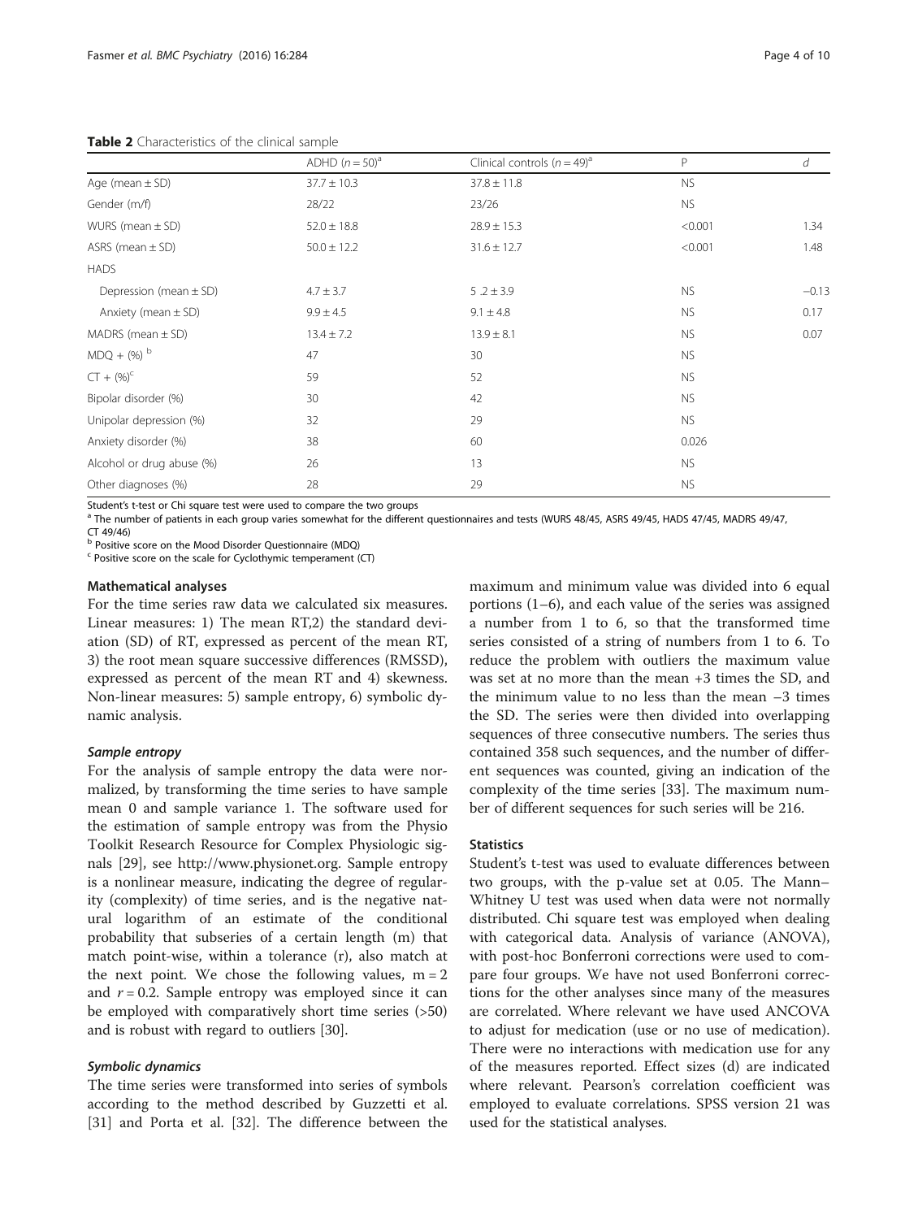**Table 2** Characteristics of the clinical sample

| | ADHD ($n = 50$)[a] | Clinical controls ($n = 49$)[a] | P | d |
|---|---|---|---|---|
| Age (mean ± SD) | 37.7 ± 10.3 | 37.8 ± 11.8 | NS | |
| Gender (m/f) | 28/22 | 23/26 | NS | |
| WURS (mean ± SD) | 52.0 ± 18.8 | 28.9 ± 15.3 | <0.001 | 1.34 |
| ASRS (mean ± SD) | 50.0 ± 12.2 | 31.6 ± 12.7 | <0.001 | 1.48 |
| HADS | | | | |
| Depression (mean ± SD) | 4.7 ± 3.7 | 5 .2 ± 3.9 | NS | −0.13 |
| Anxiety (mean ± SD) | 9.9 ± 4.5 | 9.1 ± 4.8 | NS | 0.17 |
| MADRS (mean ± SD) | 13.4 ± 7.2 | 13.9 ± 8.1 | NS | 0.07 |
| MDQ + (%) [b] | 47 | 30 | NS | |
| CT + (%)[c] | 59 | 52 | NS | |
| Bipolar disorder (%) | 30 | 42 | NS | |
| Unipolar depression (%) | 32 | 29 | NS | |
| Anxiety disorder (%) | 38 | 60 | 0.026 | |
| Alcohol or drug abuse (%) | 26 | 13 | NS | |
| Other diagnoses (%) | 28 | 29 | NS | |

Student's t-test or Chi square test were used to compare the two groups

[a] The number of patients in each group varies somewhat for the different questionnaires and tests (WURS 48/45, ASRS 49/45, HADS 47/45, MADRS 49/47, CT 49/46)

[b] Positive score on the Mood Disorder Questionnaire (MDQ)

[c] Positive score on the scale for Cyclothymic temperament (CT)

#### Mathematical analyses

For the time series raw data we calculated six measures. Linear measures: 1) The mean RT,2) the standard deviation (SD) of RT, expressed as percent of the mean RT, 3) the root mean square successive differences (RMSSD), expressed as percent of the mean RT and 4) skewness. Non-linear measures: 5) sample entropy, 6) symbolic dynamic analysis.

##### *Sample entropy*

For the analysis of sample entropy the data were normalized, by transforming the time series to have sample mean 0 and sample variance 1. The software used for the estimation of sample entropy was from the Physio Toolkit Research Resource for Complex Physiologic signals [29], see http://www.physionet.org. Sample entropy is a nonlinear measure, indicating the degree of regularity (complexity) of time series, and is the negative natural logarithm of an estimate of the conditional probability that subseries of a certain length (m) that match point-wise, within a tolerance (r), also match at the next point. We chose the following values, $m = 2$ and $r = 0.2$. Sample entropy was employed since it can be employed with comparatively short time series (>50) and is robust with regard to outliers [30].

##### *Symbolic dynamics*

The time series were transformed into series of symbols according to the method described by Guzzetti et al. [31] and Porta et al. [32]. The difference between the maximum and minimum value was divided into 6 equal portions (1–6), and each value of the series was assigned a number from 1 to 6, so that the transformed time series consisted of a string of numbers from 1 to 6. To reduce the problem with outliers the maximum value was set at no more than the mean +3 times the SD, and the minimum value to no less than the mean −3 times the SD. The series were then divided into overlapping sequences of three consecutive numbers. The series thus contained 358 such sequences, and the number of different sequences was counted, giving an indication of the complexity of the time series [33]. The maximum number of different sequences for such series will be 216.

#### Statistics

Student's t-test was used to evaluate differences between two groups, with the p-value set at 0.05. The Mann–Whitney U test was used when data were not normally distributed. Chi square test was employed when dealing with categorical data. Analysis of variance (ANOVA), with post-hoc Bonferroni corrections were used to compare four groups. We have not used Bonferroni corrections for the other analyses since many of the measures are correlated. Where relevant we have used ANCOVA to adjust for medication (use or no use of medication). There were no interactions with medication use for any of the measures reported. Effect sizes (d) are indicated where relevant. Pearson's correlation coefficient was employed to evaluate correlations. SPSS version 21 was used for the statistical analyses.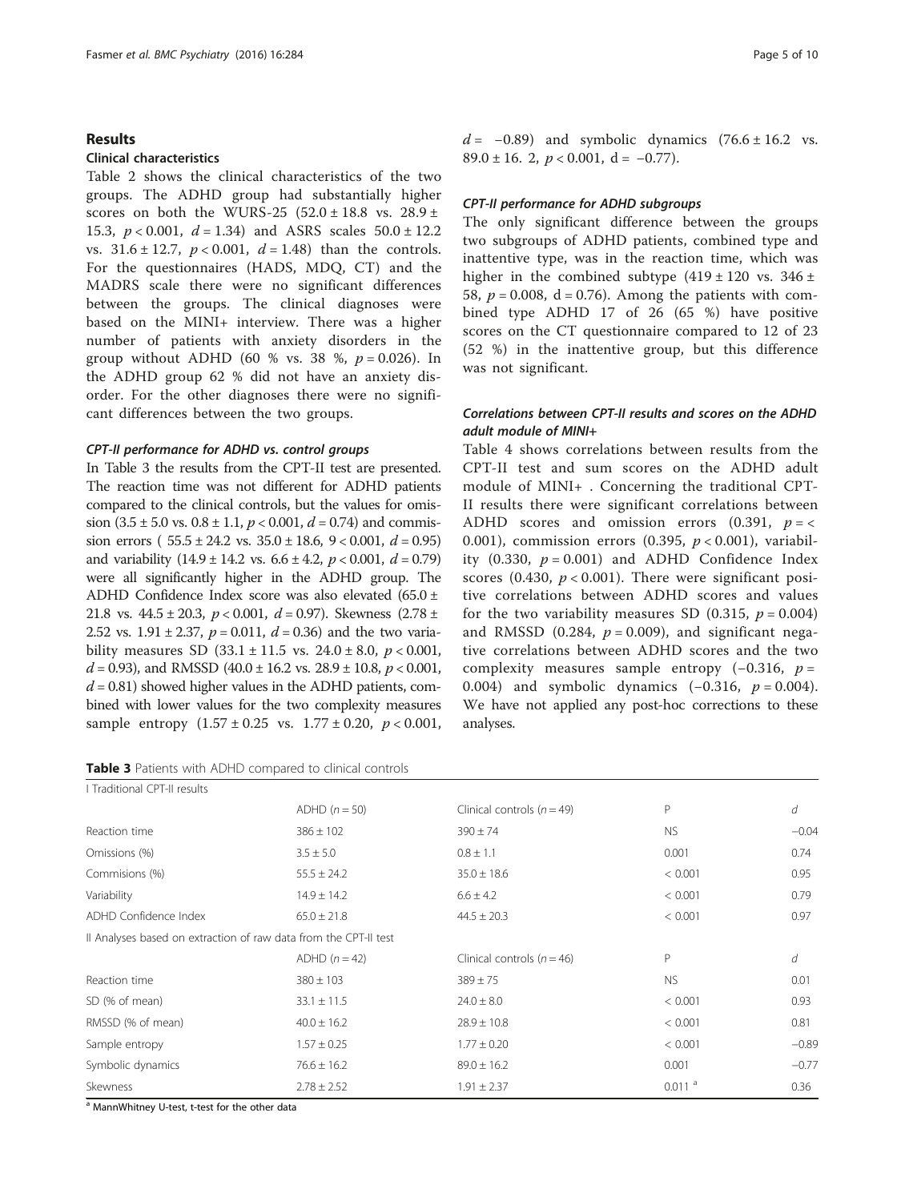## Results

### Clinical characteristics

Table 2 shows the clinical characteristics of the two groups. The ADHD group had substantially higher scores on both the WURS-25 (52.0 ± 18.8 vs. 28.9 ± 15.3, $p < 0.001$, $d = 1.34$) and ASRS scales 50.0 ± 12.2 vs. 31.6 ± 12.7, $p < 0.001$, $d = 1.48$) than the controls. For the questionnaires (HADS, MDQ, CT) and the MADRS scale there were no significant differences between the groups. The clinical diagnoses were based on the MINI+ interview. There was a higher number of patients with anxiety disorders in the group without ADHD (60 % vs. 38 %, $p = 0.026$). In the ADHD group 62 % did not have an anxiety disorder. For the other diagnoses there were no significant differences between the two groups.

### *CPT-II performance for ADHD vs. control groups*

In Table 3 the results from the CPT-II test are presented. The reaction time was not different for ADHD patients compared to the clinical controls, but the values for omission (3.5 ± 5.0 vs. 0.8 ± 1.1, $p < 0.001$, $d = 0.74$) and commission errors ( 55.5 ± 24.2 vs. 35.0 ± 18.6, 9 < 0.001, $d = 0.95$) and variability (14.9 ± 14.2 vs. 6.6 ± 4.2, $p < 0.001$, $d = 0.79$) were all significantly higher in the ADHD group. The ADHD Confidence Index score was also elevated (65.0 ± 21.8 vs. 44.5 ± 20.3, $p < 0.001$, $d = 0.97$). Skewness (2.78 ± 2.52 vs. 1.91 ± 2.37, $p = 0.011$, $d = 0.36$) and the two variability measures SD (33.1 ± 11.5 vs. 24.0 ± 8.0, $p < 0.001$, $d = 0.93$), and RMSSD (40.0 ± 16.2 vs. 28.9 ± 10.8, $p < 0.001$, $d = 0.81$) showed higher values in the ADHD patients, combined with lower values for the two complexity measures sample entropy (1.57 ± 0.25 vs. 1.77 ± 0.20, $p < 0.001$, $d = -0.89$) and symbolic dynamics (76.6 ± 16.2 vs. 89.0 ± 16. 2, $p < 0.001$, d = −0.77).

### *CPT-II performance for ADHD subgroups*

The only significant difference between the groups two subgroups of ADHD patients, combined type and inattentive type, was in the reaction time, which was higher in the combined subtype (419 ± 120 vs. 346 ± 58, $p = 0.008$, d = 0.76). Among the patients with combined type ADHD 17 of 26 (65 %) have positive scores on the CT questionnaire compared to 12 of 23 (52 %) in the inattentive group, but this difference was not significant.

### *Correlations between CPT-II results and scores on the ADHD adult module of MINI+*

Table 4 shows correlations between results from the CPT-II test and sum scores on the ADHD adult module of MINI+ . Concerning the traditional CPT-II results there were significant correlations between ADHD scores and omission errors (0.391, $p = <$ 0.001), commission errors (0.395, $p < 0.001$), variability (0.330, $p = 0.001$) and ADHD Confidence Index scores (0.430, $p < 0.001$). There were significant positive correlations between ADHD scores and values for the two variability measures SD (0.315, $p = 0.004$) and RMSSD (0.284, $p = 0.009$), and significant negative correlations between ADHD scores and the two complexity measures sample entropy (−0.316, $p =$ 0.004) and symbolic dynamics (−0.316, $p = 0.004$). We have not applied any post-hoc corrections to these analyses.

**Table 3** Patients with ADHD compared to clinical controls

| I Traditional CPT-II results | | | | |
|---|---|---|---|---|
| | ADHD ($n = 50$) | Clinical controls ($n = 49$) | P | *d* |
| Reaction time | 386 ± 102 | 390 ± 74 | NS | −0.04 |
| Omissions (%) | 3.5 ± 5.0 | 0.8 ± 1.1 | 0.001 | 0.74 |
| Commisions (%) | 55.5 ± 24.2 | 35.0 ± 18.6 | < 0.001 | 0.95 |
| Variability | 14.9 ± 14.2 | 6.6 ± 4.2 | < 0.001 | 0.79 |
| ADHD Confidence Index | 65.0 ± 21.8 | 44.5 ± 20.3 | < 0.001 | 0.97 |
| II Analyses based on extraction of raw data from the CPT-II test | | | | |
| | ADHD ($n = 42$) | Clinical controls ($n = 46$) | P | *d* |
| Reaction time | 380 ± 103 | 389 ± 75 | NS | 0.01 |
| SD (% of mean) | 33.1 ± 11.5 | 24.0 ± 8.0 | < 0.001 | 0.93 |
| RMSSD (% of mean) | 40.0 ± 16.2 | 28.9 ± 10.8 | < 0.001 | 0.81 |
| Sample entropy | 1.57 ± 0.25 | 1.77 ± 0.20 | < 0.001 | −0.89 |
| Symbolic dynamics | 76.6 ± 16.2 | 89.0 ± 16.2 | 0.001 | −0.77 |
| Skewness | 2.78 ± 2.52 | 1.91 ± 2.37 | 0.011 [a] | 0.36 |

[a] MannWhitney U-test, t-test for the other data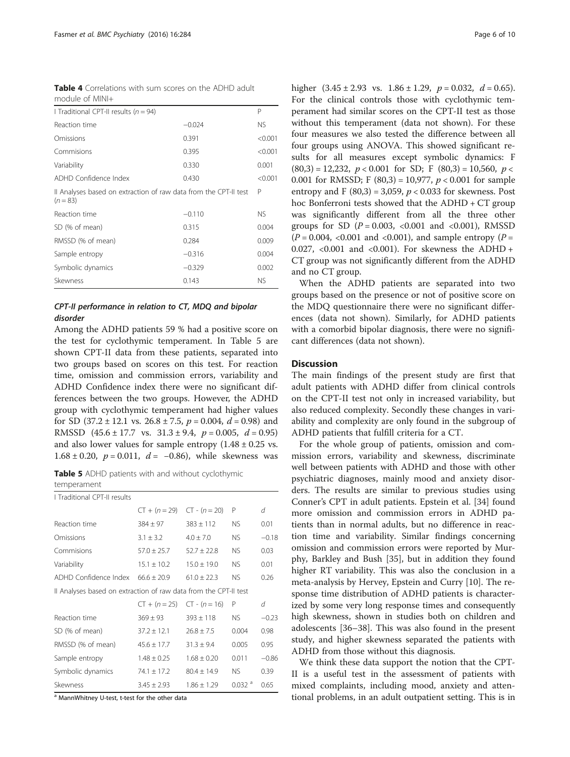**Table 4** Correlations with sum scores on the ADHD adult module of MINI+

| | | |
|---|---|---|
| I Traditional CPT-II results ($n = 94$) | | P |
| Reaction time | −0.024 | NS |
| Omissions | 0.391 | <0.001 |
| Commisions | 0.395 | <0.001 |
| Variability | 0.330 | 0.001 |
| ADHD Confidence Index | 0.430 | <0.001 |
| II Analyses based on extraction of raw data from the CPT-II test ($n = 83$) | | P |
| Reaction time | −0.110 | NS |
| SD (% of mean) | 0.315 | 0.004 |
| RMSSD (% of mean) | 0.284 | 0.009 |
| Sample entropy | −0.316 | 0.004 |
| Symbolic dynamics | −0.329 | 0.002 |
| Skewness | 0.143 | NS |

### CPT-II performance in relation to CT, MDQ and bipolar disorder

Among the ADHD patients 59 % had a positive score on the test for cyclothymic temperament. In Table 5 are shown CPT-II data from these patients, separated into two groups based on scores on this test. For reaction time, omission and commission errors, variability and ADHD Confidence index there were no significant differences between the two groups. However, the ADHD group with cyclothymic temperament had higher values for SD ($37.2 \pm 12.1$ vs. $26.8 \pm 7.5$, $p = 0.004$, $d = 0.98$) and RMSSD ($45.6 \pm 17.7$ vs. $31.3 \pm 9.4$, $p = 0.005$, $d = 0.95$) and also lower values for sample entropy ($1.48 \pm 0.25$ vs. $1.68 \pm 0.20$, $p = 0.011$, $d = -0.86$), while skewness was higher ($3.45 \pm 2.93$ vs. $1.86 \pm 1.29$, $p = 0.032$, $d = 0.65$). For the clinical controls those with cyclothymic temperament had similar scores on the CPT-II test as those without this temperament (data not shown). For these four measures we also tested the difference between all four groups using ANOVA. This showed significant results for all measures except symbolic dynamics: F (80,3) = 12,232, $p < 0.001$ for SD; F (80,3) = 10,560, $p < 0.001$ for RMSSD; F (80,3) = 10,977, $p < 0.001$ for sample entropy and F (80,3) = 3,059, $p < 0.033$ for skewness. Post hoc Bonferroni tests showed that the ADHD + CT group was significantly different from all the three other groups for SD ($P = 0.003$, <0.001 and <0.001), RMSSD ($P = 0.004$, <0.001 and <0.001), and sample entropy ($P = 0.027$, <0.001 and <0.001). For skewness the ADHD + CT group was not significantly different from the ADHD and no CT group.

When the ADHD patients are separated into two groups based on the presence or not of positive score on the MDQ questionnaire there were no significant differences (data not shown). Similarly, for ADHD patients with a comorbid bipolar diagnosis, there were no significant differences (data not shown).

**Table 5** ADHD patients with and without cyclothymic temperament

| | | | | |
|---|---|---|---|---|
| I Traditional CPT-II results | | | | |
| | CT + ($n = 29$) | CT - ($n = 20$) | P | d |
| Reaction time | 384 ± 97 | 383 ± 112 | NS | 0.01 |
| Omissions | 3.1 ± 3.2 | 4.0 ± 7.0 | NS | −0.18 |
| Commisions | 57.0 ± 25.7 | 52.7 ± 22.8 | NS | 0.03 |
| Variability | 15.1 ± 10.2 | 15.0 ± 19.0 | NS | 0.01 |
| ADHD Confidence Index | 66.6 ± 20.9 | 61.0 ± 22.3 | NS | 0.26 |
| II Analyses based on extraction of raw data from the CPT-II test | | | | |
| | CT + ($n = 25$) | CT - ($n = 16$) | P | d |
| Reaction time | 369 ± 93 | 393 ± 118 | NS | −0.23 |
| SD (% of mean) | 37.2 ± 12.1 | 26.8 ± 7.5 | 0.004 | 0.98 |
| RMSSD (% of mean) | 45.6 ± 17.7 | 31.3 ± 9.4 | 0.005 | 0.95 |
| Sample entropy | 1.48 ± 0.25 | 1.68 ± 0.20 | 0.011 | −0.86 |
| Symbolic dynamics | 74.1 ± 17.2 | 80.4 ± 14.9 | NS | 0.39 |
| Skewness | 3.45 ± 2.93 | 1.86 ± 1.29 | 0.032 [a] | 0.65 |

[a] MannWhitney U-test, t-test for the other data

## Discussion

The main findings of the present study are first that adult patients with ADHD differ from clinical controls on the CPT-II test not only in increased variability, but also reduced complexity. Secondly these changes in variability and complexity are only found in the subgroup of ADHD patients that fulfill criteria for a CT.

For the whole group of patients, omission and commission errors, variability and skewness, discriminate well between patients with ADHD and those with other psychiatric diagnoses, mainly mood and anxiety disorders. The results are similar to previous studies using Conner's CPT in adult patients. Epstein et al. [34] found more omission and commission errors in ADHD patients than in normal adults, but no difference in reaction time and variability. Similar findings concerning omission and commission errors were reported by Murphy, Barkley and Bush [35], but in addition they found higher RT variability. This was also the conclusion in a meta-analysis by Hervey, Epstein and Curry [10]. The response time distribution of ADHD patients is characterized by some very long response times and consequently high skewness, shown in studies both on children and adolescents [36–38]. This was also found in the present study, and higher skewness separated the patients with ADHD from those without this diagnosis.

We think these data support the notion that the CPT-II is a useful test in the assessment of patients with mixed complaints, including mood, anxiety and attentional problems, in an adult outpatient setting. This is in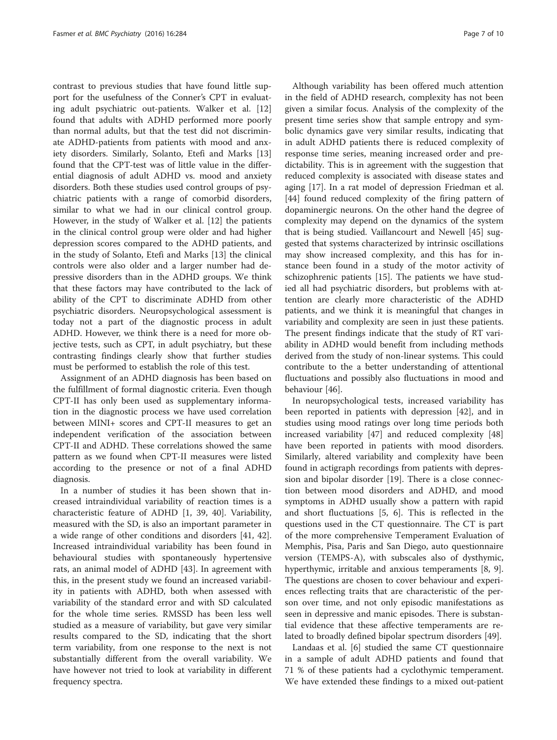contrast to previous studies that have found little support for the usefulness of the Conner's CPT in evaluating adult psychiatric out-patients. Walker et al. [12] found that adults with ADHD performed more poorly than normal adults, but that the test did not discriminate ADHD-patients from patients with mood and anxiety disorders. Similarly, Solanto, Etefi and Marks [13] found that the CPT-test was of little value in the differential diagnosis of adult ADHD vs. mood and anxiety disorders. Both these studies used control groups of psychiatric patients with a range of comorbid disorders, similar to what we had in our clinical control group. However, in the study of Walker et al. [12] the patients in the clinical control group were older and had higher depression scores compared to the ADHD patients, and in the study of Solanto, Etefi and Marks [13] the clinical controls were also older and a larger number had depressive disorders than in the ADHD groups. We think that these factors may have contributed to the lack of ability of the CPT to discriminate ADHD from other psychiatric disorders. Neuropsychological assessment is today not a part of the diagnostic process in adult ADHD. However, we think there is a need for more objective tests, such as CPT, in adult psychiatry, but these contrasting findings clearly show that further studies must be performed to establish the role of this test.

Assignment of an ADHD diagnosis has been based on the fulfillment of formal diagnostic criteria. Even though CPT-II has only been used as supplementary information in the diagnostic process we have used correlation between MINI+ scores and CPT-II measures to get an independent verification of the association between CPT-II and ADHD. These correlations showed the same pattern as we found when CPT-II measures were listed according to the presence or not of a final ADHD diagnosis.

In a number of studies it has been shown that increased intraindividual variability of reaction times is a characteristic feature of ADHD [1, 39, 40]. Variability, measured with the SD, is also an important parameter in a wide range of other conditions and disorders [41, 42]. Increased intraindividual variability has been found in behavioural studies with spontaneously hypertensive rats, an animal model of ADHD [43]. In agreement with this, in the present study we found an increased variability in patients with ADHD, both when assessed with variability of the standard error and with SD calculated for the whole time series. RMSSD has been less well studied as a measure of variability, but gave very similar results compared to the SD, indicating that the short term variability, from one response to the next is not substantially different from the overall variability. We have however not tried to look at variability in different frequency spectra.

Although variability has been offered much attention in the field of ADHD research, complexity has not been given a similar focus. Analysis of the complexity of the present time series show that sample entropy and symbolic dynamics gave very similar results, indicating that in adult ADHD patients there is reduced complexity of response time series, meaning increased order and predictability. This is in agreement with the suggestion that reduced complexity is associated with disease states and aging [17]. In a rat model of depression Friedman et al. [44] found reduced complexity of the firing pattern of dopaminergic neurons. On the other hand the degree of complexity may depend on the dynamics of the system that is being studied. Vaillancourt and Newell [45] suggested that systems characterized by intrinsic oscillations may show increased complexity, and this has for instance been found in a study of the motor activity of schizophrenic patients [15]. The patients we have studied all had psychiatric disorders, but problems with attention are clearly more characteristic of the ADHD patients, and we think it is meaningful that changes in variability and complexity are seen in just these patients. The present findings indicate that the study of RT variability in ADHD would benefit from including methods derived from the study of non-linear systems. This could contribute to the a better understanding of attentional fluctuations and possibly also fluctuations in mood and behaviour [46].

In neuropsychological tests, increased variability has been reported in patients with depression [42], and in studies using mood ratings over long time periods both increased variability [47] and reduced complexity [48] have been reported in patients with mood disorders. Similarly, altered variability and complexity have been found in actigraph recordings from patients with depression and bipolar disorder [19]. There is a close connection between mood disorders and ADHD, and mood symptoms in ADHD usually show a pattern with rapid and short fluctuations [5, 6]. This is reflected in the questions used in the CT questionnaire. The CT is part of the more comprehensive Temperament Evaluation of Memphis, Pisa, Paris and San Diego, auto questionnaire version (TEMPS-A), with subscales also of dysthymic, hyperthymic, irritable and anxious temperaments [8, 9]. The questions are chosen to cover behaviour and experiences reflecting traits that are characteristic of the person over time, and not only episodic manifestations as seen in depressive and manic episodes. There is substantial evidence that these affective temperaments are related to broadly defined bipolar spectrum disorders [49].

Landaas et al. [6] studied the same CT questionnaire in a sample of adult ADHD patients and found that 71 % of these patients had a cyclothymic temperament. We have extended these findings to a mixed out-patient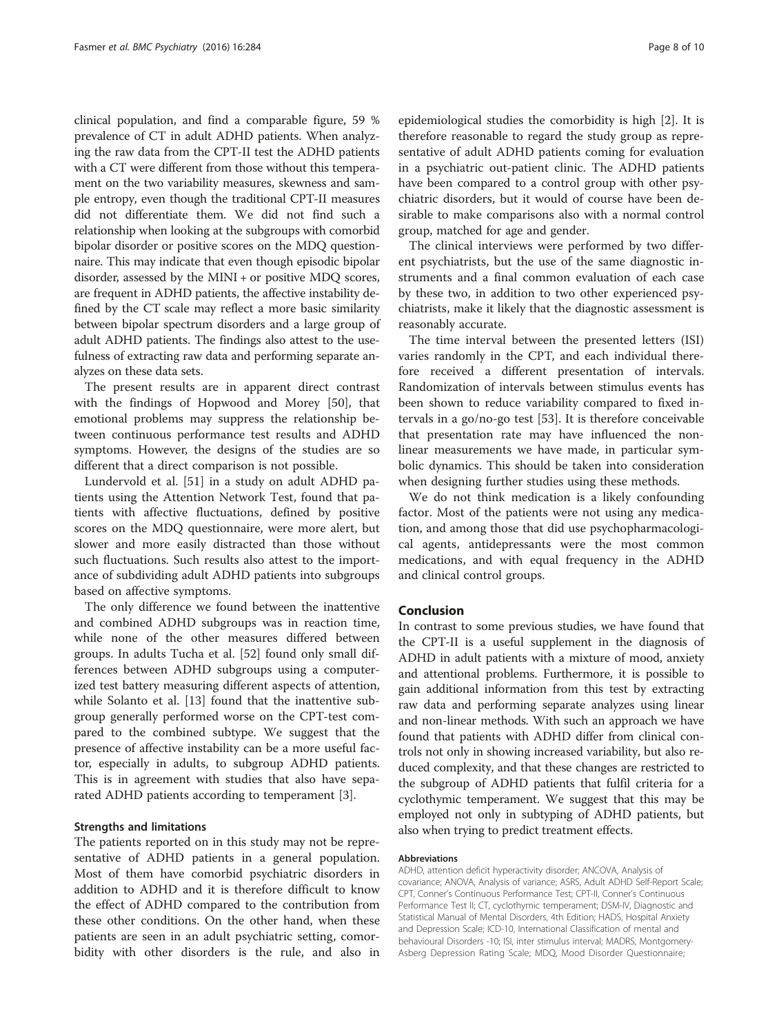clinical population, and find a comparable figure, 59 % prevalence of CT in adult ADHD patients. When analyzing the raw data from the CPT-II test the ADHD patients with a CT were different from those without this temperament on the two variability measures, skewness and sample entropy, even though the traditional CPT-II measures did not differentiate them. We did not find such a relationship when looking at the subgroups with comorbid bipolar disorder or positive scores on the MDQ questionnaire. This may indicate that even though episodic bipolar disorder, assessed by the MINI + or positive MDQ scores, are frequent in ADHD patients, the affective instability defined by the CT scale may reflect a more basic similarity between bipolar spectrum disorders and a large group of adult ADHD patients. The findings also attest to the usefulness of extracting raw data and performing separate analyzes on these data sets.

The present results are in apparent direct contrast with the findings of Hopwood and Morey [50], that emotional problems may suppress the relationship between continuous performance test results and ADHD symptoms. However, the designs of the studies are so different that a direct comparison is not possible.

Lundervold et al. [51] in a study on adult ADHD patients using the Attention Network Test, found that patients with affective fluctuations, defined by positive scores on the MDQ questionnaire, were more alert, but slower and more easily distracted than those without such fluctuations. Such results also attest to the importance of subdividing adult ADHD patients into subgroups based on affective symptoms.

The only difference we found between the inattentive and combined ADHD subgroups was in reaction time, while none of the other measures differed between groups. In adults Tucha et al. [52] found only small differences between ADHD subgroups using a computerized test battery measuring different aspects of attention, while Solanto et al. [13] found that the inattentive subgroup generally performed worse on the CPT-test compared to the combined subtype. We suggest that the presence of affective instability can be a more useful factor, especially in adults, to subgroup ADHD patients. This is in agreement with studies that also have separated ADHD patients according to temperament [3].

### Strengths and limitations

The patients reported on in this study may not be representative of ADHD patients in a general population. Most of them have comorbid psychiatric disorders in addition to ADHD and it is therefore difficult to know the effect of ADHD compared to the contribution from these other conditions. On the other hand, when these patients are seen in an adult psychiatric setting, comorbidity with other disorders is the rule, and also in epidemiological studies the comorbidity is high [2]. It is therefore reasonable to regard the study group as representative of adult ADHD patients coming for evaluation in a psychiatric out-patient clinic. The ADHD patients have been compared to a control group with other psychiatric disorders, but it would of course have been desirable to make comparisons also with a normal control group, matched for age and gender.

The clinical interviews were performed by two different psychiatrists, but the use of the same diagnostic instruments and a final common evaluation of each case by these two, in addition to two other experienced psychiatrists, make it likely that the diagnostic assessment is reasonably accurate.

The time interval between the presented letters (ISI) varies randomly in the CPT, and each individual therefore received a different presentation of intervals. Randomization of intervals between stimulus events has been shown to reduce variability compared to fixed intervals in a go/no-go test [53]. It is therefore conceivable that presentation rate may have influenced the nonlinear measurements we have made, in particular symbolic dynamics. This should be taken into consideration when designing further studies using these methods.

We do not think medication is a likely confounding factor. Most of the patients were not using any medication, and among those that did use psychopharmacological agents, antidepressants were the most common medications, and with equal frequency in the ADHD and clinical control groups.

## Conclusion

In contrast to some previous studies, we have found that the CPT-II is a useful supplement in the diagnosis of ADHD in adult patients with a mixture of mood, anxiety and attentional problems. Furthermore, it is possible to gain additional information from this test by extracting raw data and performing separate analyzes using linear and non-linear methods. With such an approach we have found that patients with ADHD differ from clinical controls not only in showing increased variability, but also reduced complexity, and that these changes are restricted to the subgroup of ADHD patients that fulfil criteria for a cyclothymic temperament. We suggest that this may be employed not only in subtyping of ADHD patients, but also when trying to predict treatment effects.

#### Abbreviations

ADHD, attention deficit hyperactivity disorder; ANCOVA, Analysis of covariance; ANOVA, Analysis of variance; ASRS, Adult ADHD Self-Report Scale; CPT, Conner's Continuous Performance Test; CPT-II, Conner's Continuous Performance Test II; CT, cyclothymic temperament; DSM-IV, Diagnostic and Statistical Manual of Mental Disorders, 4th Edition; HADS, Hospital Anxiety and Depression Scale; ICD-10, International Classification of mental and behavioural Disorders -10; ISI, inter stimulus interval; MADRS, Montgomery-Asberg Depression Rating Scale; MDQ, Mood Disorder Questionnaire;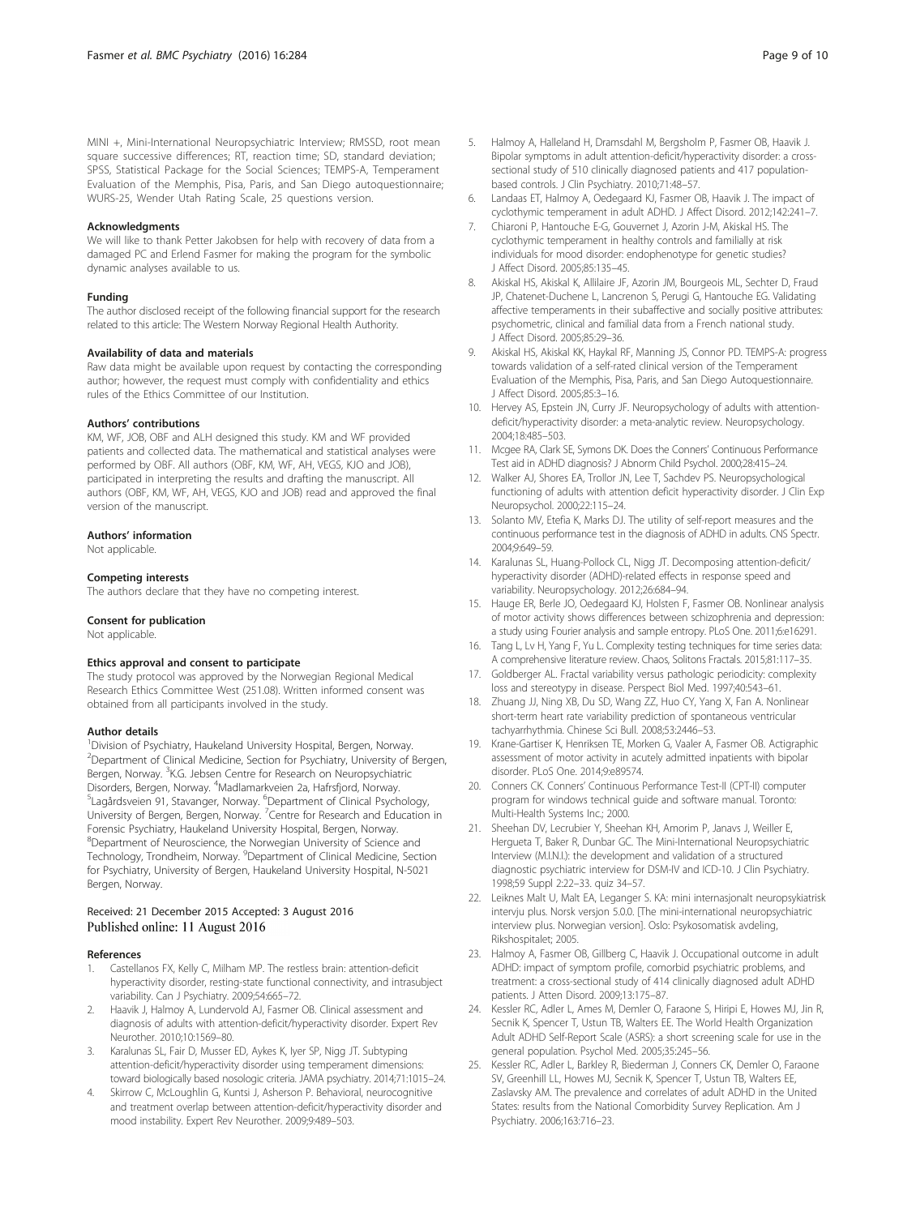MINI +, Mini-International Neuropsychiatric Interview; RMSSD, root mean square successive differences; RT, reaction time; SD, standard deviation; SPSS, Statistical Package for the Social Sciences; TEMPS-A, Temperament Evaluation of the Memphis, Pisa, Paris, and San Diego autoquestionnaire; WURS-25, Wender Utah Rating Scale, 25 questions version.

#### Acknowledgments

We will like to thank Petter Jakobsen for help with recovery of data from a damaged PC and Erlend Fasmer for making the program for the symbolic dynamic analyses available to us.

#### Funding

The author disclosed receipt of the following financial support for the research related to this article: The Western Norway Regional Health Authority.

#### Availability of data and materials

Raw data might be available upon request by contacting the corresponding author; however, the request must comply with confidentiality and ethics rules of the Ethics Committee of our Institution.

#### Authors' contributions

KM, WF, JOB, OBF and ALH designed this study. KM and WF provided patients and collected data. The mathematical and statistical analyses were performed by OBF. All authors (OBF, KM, WF, AH, VEGS, KJO and JOB), participated in interpreting the results and drafting the manuscript. All authors (OBF, KM, WF, AH, VEGS, KJO and JOB) read and approved the final version of the manuscript.

#### Authors' information

Not applicable.

#### Competing interests

The authors declare that they have no competing interest.

#### Consent for publication

Not applicable.

#### Ethics approval and consent to participate

The study protocol was approved by the Norwegian Regional Medical Research Ethics Committee West (251.08). Written informed consent was obtained from all participants involved in the study.

#### Author details

[1]Division of Psychiatry, Haukeland University Hospital, Bergen, Norway. [2]Department of Clinical Medicine, Section for Psychiatry, University of Bergen, Bergen, Norway. [3]K.G. Jebsen Centre for Research on Neuropsychiatric Disorders, Bergen, Norway. [4]Madlamarkveien 2a, Hafrsfjord, Norway. [5]Lagårdsveien 91, Stavanger, Norway. [6]Department of Clinical Psychology, University of Bergen, Bergen, Norway. [7]Centre for Research and Education in Forensic Psychiatry, Haukeland University Hospital, Bergen, Norway. [8]Department of Neuroscience, the Norwegian University of Science and Technology, Trondheim, Norway. [9]Department of Clinical Medicine, Section for Psychiatry, University of Bergen, Haukeland University Hospital, N-5021 Bergen, Norway.

Received: 21 December 2015 Accepted: 3 August 2016
Published online: 11 August 2016

#### References

1. Castellanos FX, Kelly C, Milham MP. The restless brain: attention-deficit hyperactivity disorder, resting-state functional connectivity, and intrasubject variability. Can J Psychiatry. 2009;54:665–72.
2. Haavik J, Halmoy A, Lundervold AJ, Fasmer OB. Clinical assessment and diagnosis of adults with attention-deficit/hyperactivity disorder. Expert Rev Neurother. 2010;10:1569–80.
3. Karalunas SL, Fair D, Musser ED, Aykes K, Iyer SP, Nigg JT. Subtyping attention-deficit/hyperactivity disorder using temperament dimensions: toward biologically based nosologic criteria. JAMA psychiatry. 2014;71:1015–24.
4. Skirrow C, McLoughlin G, Kuntsi J, Asherson P. Behavioral, neurocognitive and treatment overlap between attention-deficit/hyperactivity disorder and mood instability. Expert Rev Neurother. 2009;9:489–503.
5. Halmoy A, Halleland H, Dramsdahl M, Bergsholm P, Fasmer OB, Haavik J. Bipolar symptoms in adult attention-deficit/hyperactivity disorder: a cross-sectional study of 510 clinically diagnosed patients and 417 population-based controls. J Clin Psychiatry. 2010;71:48–57.
6. Landaas ET, Halmoy A, Oedegaard KJ, Fasmer OB, Haavik J. The impact of cyclothymic temperament in adult ADHD. J Affect Disord. 2012;142:241–7.
7. Chiaroni P, Hantouche E-G, Gouvernet J, Azorin J-M, Akiskal HS. The cyclothymic temperament in healthy controls and familially at risk individuals for mood disorder: endophenotype for genetic studies? J Affect Disord. 2005;85:135–45.
8. Akiskal HS, Akiskal K, Allilaire JF, Azorin JM, Bourgeois ML, Sechter D, Fraud JP, Chatenet-Duchene L, Lancrenon S, Perugi G, Hantouche EG. Validating affective temperaments in their subaffective and socially positive attributes: psychometric, clinical and familial data from a French national study. J Affect Disord. 2005;85:29–36.
9. Akiskal HS, Akiskal KK, Haykal RF, Manning JS, Connor PD. TEMPS-A: progress towards validation of a self-rated clinical version of the Temperament Evaluation of the Memphis, Pisa, Paris, and San Diego Autoquestionnaire. J Affect Disord. 2005;85:3–16.
10. Hervey AS, Epstein JN, Curry JF. Neuropsychology of adults with attention-deficit/hyperactivity disorder: a meta-analytic review. Neuropsychology. 2004;18:485–503.
11. Mcgee RA, Clark SE, Symons DK. Does the Conners' Continuous Performance Test aid in ADHD diagnosis? J Abnorm Child Psychol. 2000;28:415–24.
12. Walker AJ, Shores EA, Trollor JN, Lee T, Sachdev PS. Neuropsychological functioning of adults with attention deficit hyperactivity disorder. J Clin Exp Neuropsychol. 2000;22:115–24.
13. Solanto MV, Etefia K, Marks DJ. The utility of self-report measures and the continuous performance test in the diagnosis of ADHD in adults. CNS Spectr. 2004;9:649–59.
14. Karalunas SL, Huang-Pollock CL, Nigg JT. Decomposing attention-deficit/hyperactivity disorder (ADHD)-related effects in response speed and variability. Neuropsychology. 2012;26:684–94.
15. Hauge ER, Berle JO, Oedegaard KJ, Holsten F, Fasmer OB. Nonlinear analysis of motor activity shows differences between schizophrenia and depression: a study using Fourier analysis and sample entropy. PLoS One. 2011;6:e16291.
16. Tang L, Lv H, Yang F, Yu L. Complexity testing techniques for time series data: A comprehensive literature review. Chaos, Solitons Fractals. 2015;81:117–35.
17. Goldberger AL. Fractal variability versus pathologic periodicity: complexity loss and stereotypy in disease. Perspect Biol Med. 1997;40:543–61.
18. Zhuang JJ, Ning XB, Du SD, Wang ZZ, Huo CY, Yang X, Fan A. Nonlinear short-term heart rate variability prediction of spontaneous ventricular tachyarrhythmia. Chinese Sci Bull. 2008;53:2446–53.
19. Krane-Gartiser K, Henriksen TE, Morken G, Vaaler A, Fasmer OB. Actigraphic assessment of motor activity in acutely admitted inpatients with bipolar disorder. PLoS One. 2014;9:e89574.
20. Conners CK. Conners' Continuous Performance Test-II (CPT-II) computer program for windows technical guide and software manual. Toronto: Multi-Health Systems Inc.; 2000.
21. Sheehan DV, Lecrubier Y, Sheehan KH, Amorim P, Janavs J, Weiller E, Hergueta T, Baker R, Dunbar GC. The Mini-International Neuropsychiatric Interview (M.I.N.I.): the development and validation of a structured diagnostic psychiatric interview for DSM-IV and ICD-10. J Clin Psychiatry. 1998;59 Suppl 2:22–33. quiz 34–57.
22. Leiknes Malt U, Malt EA, Leganger S. KA: mini internasjonalt neuropsykiatrisk intervju plus. Norsk versjon 5.0.0. [The mini-international neuropsychiatric interview plus. Norwegian version]. Oslo: Psykosomatisk avdeling, Rikshospitalet; 2005.
23. Halmoy A, Fasmer OB, Gillberg C, Haavik J. Occupational outcome in adult ADHD: impact of symptom profile, comorbid psychiatric problems, and treatment: a cross-sectional study of 414 clinically diagnosed adult ADHD patients. J Atten Disord. 2009;13:175–87.
24. Kessler RC, Adler L, Ames M, Demler O, Faraone S, Hiripi E, Howes MJ, Jin R, Secnik K, Spencer T, Ustun TB, Walters EE. The World Health Organization Adult ADHD Self-Report Scale (ASRS): a short screening scale for use in the general population. Psychol Med. 2005;35:245–56.
25. Kessler RC, Adler L, Barkley R, Biederman J, Conners CK, Demler O, Faraone SV, Greenhill LL, Howes MJ, Secnik K, Spencer T, Ustun TB, Walters EE, Zaslavsky AM. The prevalence and correlates of adult ADHD in the United States: results from the National Comorbidity Survey Replication. Am J Psychiatry. 2006;163:716–23.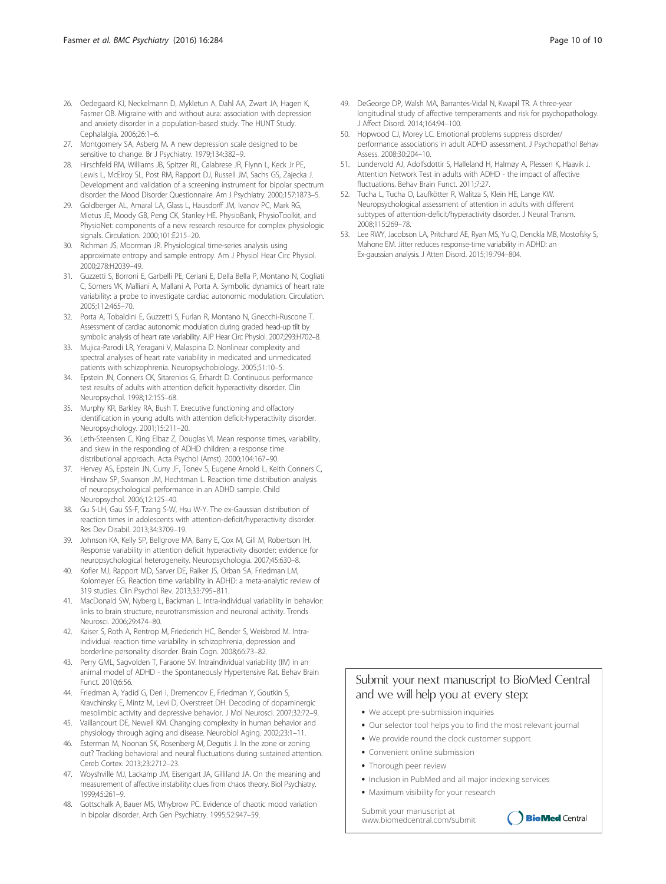26. Oedegaard KJ, Neckelmann D, Mykletun A, Dahl AA, Zwart JA, Hagen K, Fasmer OB. Migraine with and without aura: association with depression and anxiety disorder in a population-based study. The HUNT Study. Cephalalgia. 2006;26:1–6.
27. Montgomery SA, Asberg M. A new depression scale designed to be sensitive to change. Br J Psychiatry. 1979;134:382–9.
28. Hirschfeld RM, Williams JB, Spitzer RL, Calabrese JR, Flynn L, Keck Jr PE, Lewis L, McElroy SL, Post RM, Rapport DJ, Russell JM, Sachs GS, Zajecka J. Development and validation of a screening instrument for bipolar spectrum disorder: the Mood Disorder Questionnaire. Am J Psychiatry. 2000;157:1873–5.
29. Goldberger AL, Amaral LA, Glass L, Hausdorff JM, Ivanov PC, Mark RG, Mietus JE, Moody GB, Peng CK, Stanley HE. PhysioBank, PhysioToolkit, and PhysioNet: components of a new research resource for complex physiologic signals. Circulation. 2000;101:E215–20.
30. Richman JS, Moorman JR. Physiological time-series analysis using approximate entropy and sample entropy. Am J Physiol Hear Circ Physiol. 2000;278:H2039–49.
31. Guzzetti S, Borroni E, Garbelli PE, Ceriani E, Della Bella P, Montano N, Cogliati C, Somers VK, Malliani A, Mallani A, Porta A. Symbolic dynamics of heart rate variability: a probe to investigate cardiac autonomic modulation. Circulation. 2005;112:465–70.
32. Porta A, Tobaldini E, Guzzetti S, Furlan R, Montano N, Gnecchi-Ruscone T. Assessment of cardiac autonomic modulation during graded head-up tilt by symbolic analysis of heart rate variability. AJP Hear Circ Physiol. 2007;293:H702–8.
33. Mujica-Parodi LR, Yeragani V, Malaspina D. Nonlinear complexity and spectral analyses of heart rate variability in medicated and unmedicated patients with schizophrenia. Neuropsychobiology. 2005;51:10–5.
34. Epstein JN, Conners CK, Sitarenios G, Erhardt D. Continuous performance test results of adults with attention deficit hyperactivity disorder. Clin Neuropsychol. 1998;12:155–68.
35. Murphy KR, Barkley RA, Bush T. Executive functioning and olfactory identification in young adults with attention deficit-hyperactivity disorder. Neuropsychology. 2001;15:211–20.
36. Leth-Steensen C, King Elbaz Z, Douglas VI. Mean response times, variability, and skew in the responding of ADHD children: a response time distributional approach. Acta Psychol (Amst). 2000;104:167–90.
37. Hervey AS, Epstein JN, Curry JF, Tonev S, Eugene Arnold L, Keith Conners C, Hinshaw SP, Swanson JM, Hechtman L. Reaction time distribution analysis of neuropsychological performance in an ADHD sample. Child Neuropsychol. 2006;12:125–40.
38. Gu S-LH, Gau SS-F, Tzang S-W, Hsu W-Y. The ex-Gaussian distribution of reaction times in adolescents with attention-deficit/hyperactivity disorder. Res Dev Disabil. 2013;34:3709–19.
39. Johnson KA, Kelly SP, Bellgrove MA, Barry E, Cox M, Gill M, Robertson IH. Response variability in attention deficit hyperactivity disorder: evidence for neuropsychological heterogeneity. Neuropsychologia. 2007;45:630–8.
40. Kofler MJ, Rapport MD, Sarver DE, Raiker JS, Orban SA, Friedman LM, Kolomeyer EG. Reaction time variability in ADHD: a meta-analytic review of 319 studies. Clin Psychol Rev. 2013;33:795–811.
41. MacDonald SW, Nyberg L, Backman L. Intra-individual variability in behavior: links to brain structure, neurotransmission and neuronal activity. Trends Neurosci. 2006;29:474–80.
42. Kaiser S, Roth A, Rentrop M, Friederich HC, Bender S, Weisbrod M. Intra-individual reaction time variability in schizophrenia, depression and borderline personality disorder. Brain Cogn. 2008;66:73–82.
43. Perry GML, Sagvolden T, Faraone SV. Intraindividual variability (IIV) in an animal model of ADHD - the Spontaneously Hypertensive Rat. Behav Brain Funct. 2010;6:56.
44. Friedman A, Yadid G, Deri I, Dremencov E, Friedman Y, Goutkin S, Kravchinsky E, Mintz M, Levi D, Overstreet DH. Decoding of dopaminergic mesolimbic activity and depressive behavior. J Mol Neurosci. 2007;32:72–9.
45. Vaillancourt DE, Newell KM. Changing complexity in human behavior and physiology through aging and disease. Neurobiol Aging. 2002;23:1–11.
46. Esterman M, Noonan SK, Rosenberg M, Degutis J. In the zone or zoning out? Tracking behavioral and neural fluctuations during sustained attention. Cereb Cortex. 2013;23:2712–23.
47. Woyshville MJ, Lackamp JM, Eisengart JA, Gilliland JA. On the meaning and measurement of affective instability: clues from chaos theory. Biol Psychiatry. 1999;45:261–9.
48. Gottschalk A, Bauer MS, Whybrow PC. Evidence of chaotic mood variation in bipolar disorder. Arch Gen Psychiatry. 1995;52:947–59.
49. DeGeorge DP, Walsh MA, Barrantes-Vidal N, Kwapil TR. A three-year longitudinal study of affective temperaments and risk for psychopathology. J Affect Disord. 2014;164:94–100.
50. Hopwood CJ, Morey LC. Emotional problems suppress disorder/performance associations in adult ADHD assessment. J Psychopathol Behav Assess. 2008;30:204–10.
51. Lundervold AJ, Adolfsdottir S, Halleland H, Halmøy A, Plessen K, Haavik J. Attention Network Test in adults with ADHD - the impact of affective fluctuations. Behav Brain Funct. 2011;7:27.
52. Tucha L, Tucha O, Laufkötter R, Walitza S, Klein HE, Lange KW. Neuropsychological assessment of attention in adults with different subtypes of attention-deficit/hyperactivity disorder. J Neural Transm. 2008;115:269–78.
53. Lee RWY, Jacobson LA, Pritchard AE, Ryan MS, Yu Q, Denckla MB, Mostofsky S, Mahone EM. Jitter reduces response-time variability in ADHD: an Ex-gaussian analysis. J Atten Disord. 2015;19:794–804.

Submit your next manuscript to BioMed Central and we will help you at every step:

- We accept pre-submission inquiries
- Our selector tool helps you to find the most relevant journal
- We provide round the clock customer support
- Convenient online submission
- Thorough peer review
- Inclusion in PubMed and all major indexing services
- Maximum visibility for your research

Submit your manuscript at www.biomedcentral.com/submit

BioMed Central